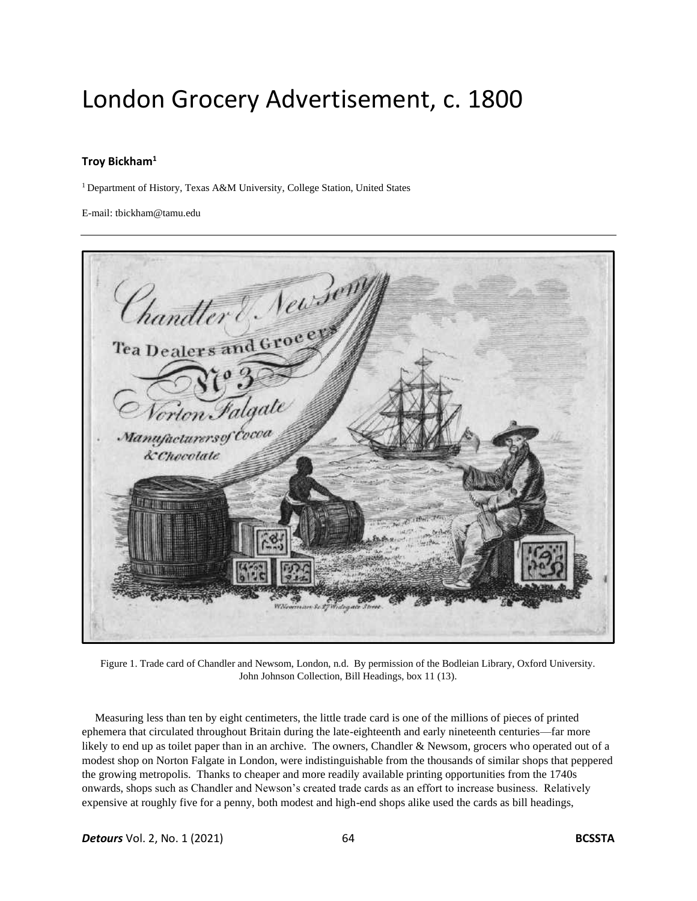# London Grocery Advertisement, c. 1800

**Troy Bickham**[1]

[1] Department of History, Texas A&M University, College Station, United States

E-mail: tbickham@tamu.edu

Figure 1. Trade card of Chandler and Newsom, London, n.d. By permission of the Bodleian Library, Oxford University. John Johnson Collection, Bill Headings, box 11 (13).

Measuring less than ten by eight centimeters, the little trade card is one of the millions of pieces of printed ephemera that circulated throughout Britain during the late-eighteenth and early nineteenth centuries—far more likely to end up as toilet paper than in an archive. The owners, Chandler & Newsom, grocers who operated out of a modest shop on Norton Falgate in London, were indistinguishable from the thousands of similar shops that peppered the growing metropolis. Thanks to cheaper and more readily available printing opportunities from the 1740s onwards, shops such as Chandler and Newson's created trade cards as an effort to increase business. Relatively expensive at roughly five for a penny, both modest and high-end shops alike used the cards as bill headings,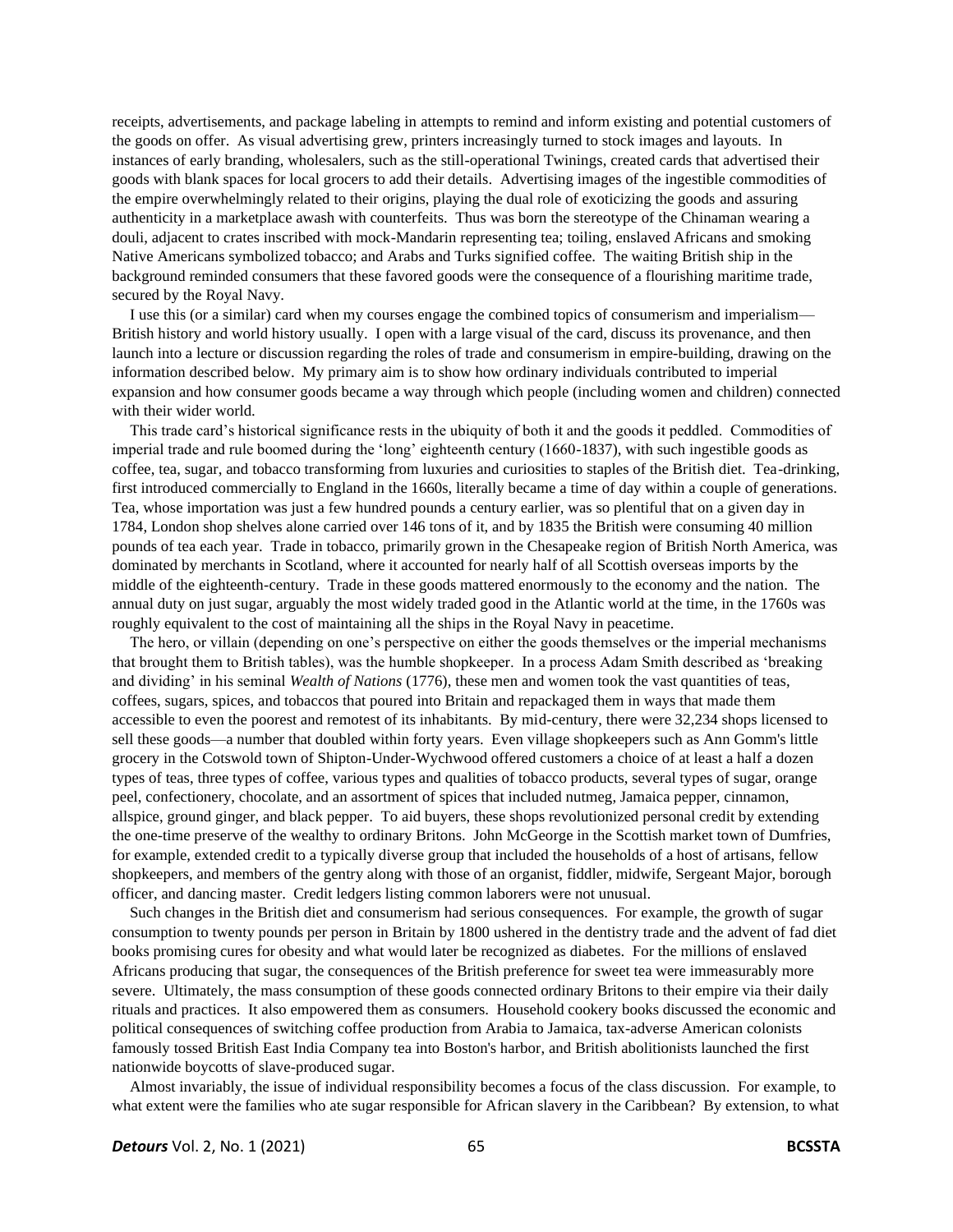receipts, advertisements, and package labeling in attempts to remind and inform existing and potential customers of the goods on offer. As visual advertising grew, printers increasingly turned to stock images and layouts. In instances of early branding, wholesalers, such as the still-operational Twinings, created cards that advertised their goods with blank spaces for local grocers to add their details. Advertising images of the ingestible commodities of the empire overwhelmingly related to their origins, playing the dual role of exoticizing the goods and assuring authenticity in a marketplace awash with counterfeits. Thus was born the stereotype of the Chinaman wearing a douli, adjacent to crates inscribed with mock-Mandarin representing tea; toiling, enslaved Africans and smoking Native Americans symbolized tobacco; and Arabs and Turks signified coffee. The waiting British ship in the background reminded consumers that these favored goods were the consequence of a flourishing maritime trade, secured by the Royal Navy.

I use this (or a similar) card when my courses engage the combined topics of consumerism and imperialism—British history and world history usually. I open with a large visual of the card, discuss its provenance, and then launch into a lecture or discussion regarding the roles of trade and consumerism in empire-building, drawing on the information described below. My primary aim is to show how ordinary individuals contributed to imperial expansion and how consumer goods became a way through which people (including women and children) connected with their wider world.

This trade card's historical significance rests in the ubiquity of both it and the goods it peddled. Commodities of imperial trade and rule boomed during the 'long' eighteenth century (1660-1837), with such ingestible goods as coffee, tea, sugar, and tobacco transforming from luxuries and curiosities to staples of the British diet. Tea-drinking, first introduced commercially to England in the 1660s, literally became a time of day within a couple of generations. Tea, whose importation was just a few hundred pounds a century earlier, was so plentiful that on a given day in 1784, London shop shelves alone carried over 146 tons of it, and by 1835 the British were consuming 40 million pounds of tea each year. Trade in tobacco, primarily grown in the Chesapeake region of British North America, was dominated by merchants in Scotland, where it accounted for nearly half of all Scottish overseas imports by the middle of the eighteenth-century. Trade in these goods mattered enormously to the economy and the nation. The annual duty on just sugar, arguably the most widely traded good in the Atlantic world at the time, in the 1760s was roughly equivalent to the cost of maintaining all the ships in the Royal Navy in peacetime.

The hero, or villain (depending on one's perspective on either the goods themselves or the imperial mechanisms that brought them to British tables), was the humble shopkeeper. In a process Adam Smith described as 'breaking and dividing' in his seminal *Wealth of Nations* (1776), these men and women took the vast quantities of teas, coffees, sugars, spices, and tobaccos that poured into Britain and repackaged them in ways that made them accessible to even the poorest and remotest of its inhabitants. By mid-century, there were 32,234 shops licensed to sell these goods—a number that doubled within forty years. Even village shopkeepers such as Ann Gomm's little grocery in the Cotswold town of Shipton-Under-Wychwood offered customers a choice of at least a half a dozen types of teas, three types of coffee, various types and qualities of tobacco products, several types of sugar, orange peel, confectionery, chocolate, and an assortment of spices that included nutmeg, Jamaica pepper, cinnamon, allspice, ground ginger, and black pepper. To aid buyers, these shops revolutionized personal credit by extending the one-time preserve of the wealthy to ordinary Britons. John McGeorge in the Scottish market town of Dumfries, for example, extended credit to a typically diverse group that included the households of a host of artisans, fellow shopkeepers, and members of the gentry along with those of an organist, fiddler, midwife, Sergeant Major, borough officer, and dancing master. Credit ledgers listing common laborers were not unusual.

Such changes in the British diet and consumerism had serious consequences. For example, the growth of sugar consumption to twenty pounds per person in Britain by 1800 ushered in the dentistry trade and the advent of fad diet books promising cures for obesity and what would later be recognized as diabetes. For the millions of enslaved Africans producing that sugar, the consequences of the British preference for sweet tea were immeasurably more severe. Ultimately, the mass consumption of these goods connected ordinary Britons to their empire via their daily rituals and practices. It also empowered them as consumers. Household cookery books discussed the economic and political consequences of switching coffee production from Arabia to Jamaica, tax-adverse American colonists famously tossed British East India Company tea into Boston's harbor, and British abolitionists launched the first nationwide boycotts of slave-produced sugar.

Almost invariably, the issue of individual responsibility becomes a focus of the class discussion. For example, to what extent were the families who ate sugar responsible for African slavery in the Caribbean? By extension, to what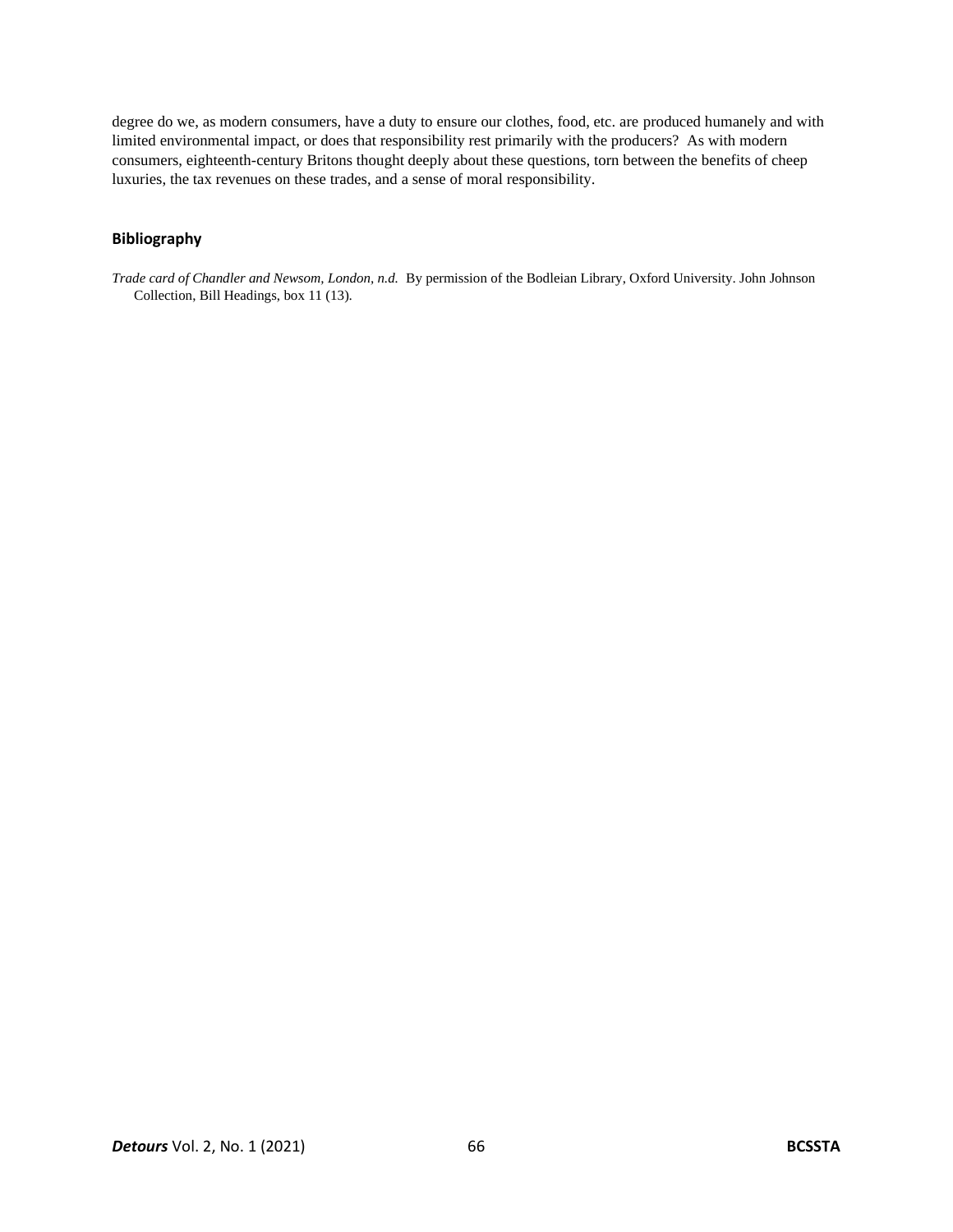degree do we, as modern consumers, have a duty to ensure our clothes, food, etc. are produced humanely and with limited environmental impact, or does that responsibility rest primarily with the producers? As with modern consumers, eighteenth-century Britons thought deeply about these questions, torn between the benefits of cheep luxuries, the tax revenues on these trades, and a sense of moral responsibility.

## Bibliography

*Trade card of Chandler and Newsom, London, n.d.* By permission of the Bodleian Library, Oxford University. John Johnson Collection, Bill Headings, box 11 (13).